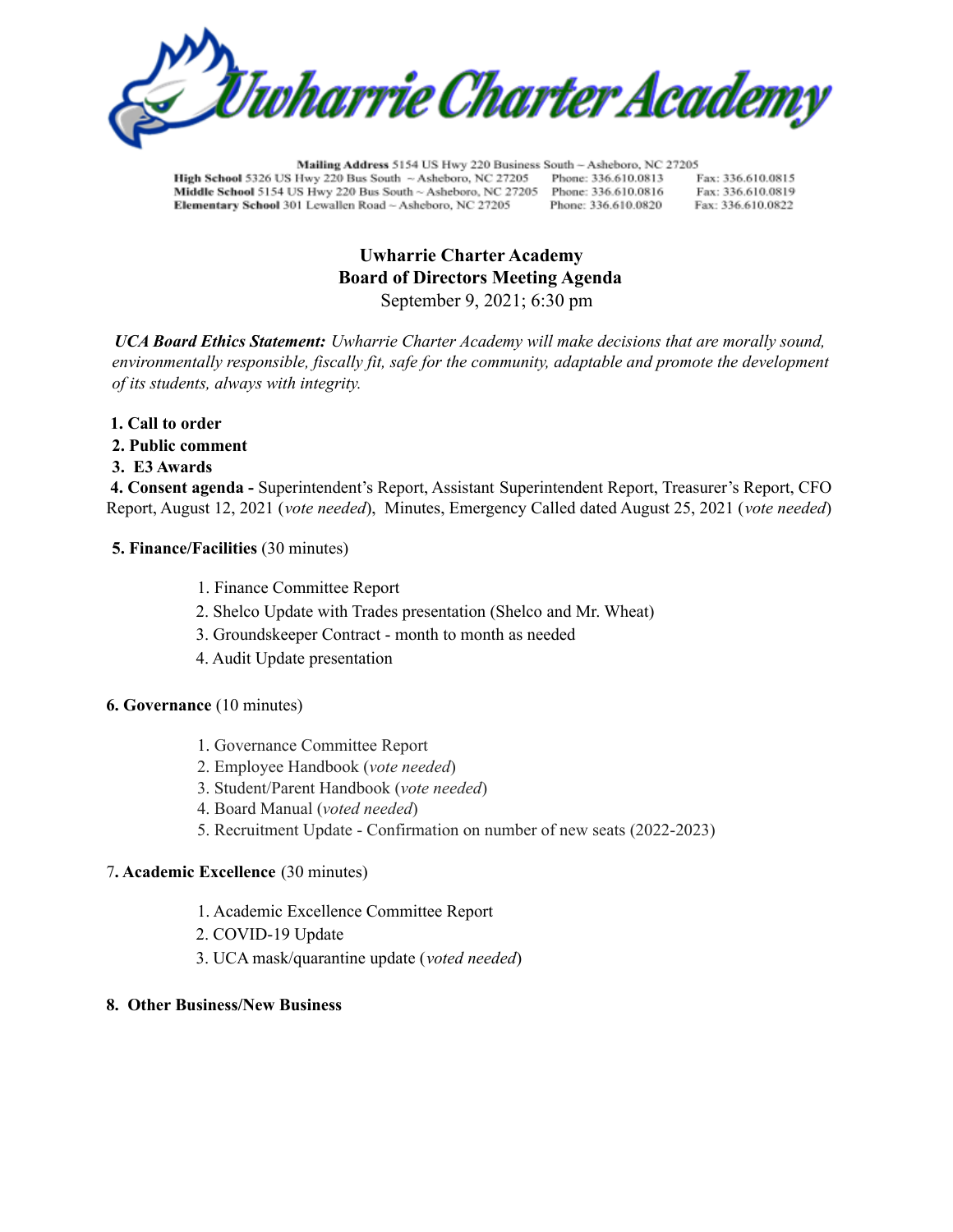Uwharrie Charter Academy

**Mailing Address** 5154 US Hwy 220 Business South ~ Asheboro, NC 27205
**High School** 5326 US Hwy 220 Bus South ~ Asheboro, NC 27205 Phone: 336.610.0813 Fax: 336.610.0815
**Middle School** 5154 US Hwy 220 Bus South ~ Asheboro, NC 27205 Phone: 336.610.0816 Fax: 336.610.0819
**Elementary School** 301 Lewallen Road ~ Asheboro, NC 27205 Phone: 336.610.0820 Fax: 336.610.0822

# Uwharrie Charter Academy
## Board of Directors Meeting Agenda

September 9, 2021; 6:30 pm

***UCA Board Ethics Statement:*** *Uwharrie Charter Academy will make decisions that are morally sound, environmentally responsible, fiscally fit, safe for the community, adaptable and promote the development of its students, always with integrity.*

**1. Call to order**
**2. Public comment**
**3. E3 Awards**
**4. Consent agenda -** Superintendent's Report, Assistant Superintendent Report, Treasurer's Report, CFO Report, August 12, 2021 (*vote needed*), Minutes, Emergency Called dated August 25, 2021 (*vote needed*)

**5. Finance/Facilities** (30 minutes)

1. Finance Committee Report
2. Shelco Update with Trades presentation (Shelco and Mr. Wheat)
3. Groundskeeper Contract - month to month as needed
4. Audit Update presentation

**6. Governance** (10 minutes)

1. Governance Committee Report
2. Employee Handbook (*vote needed*)
3. Student/Parent Handbook (*vote needed*)
4. Board Manual (*voted needed*)
5. Recruitment Update - Confirmation on number of new seats (2022-2023)

**7. Academic Excellence** (30 minutes)

1. Academic Excellence Committee Report
2. COVID-19 Update
3. UCA mask/quarantine update (*voted needed*)

**8. Other Business/New Business**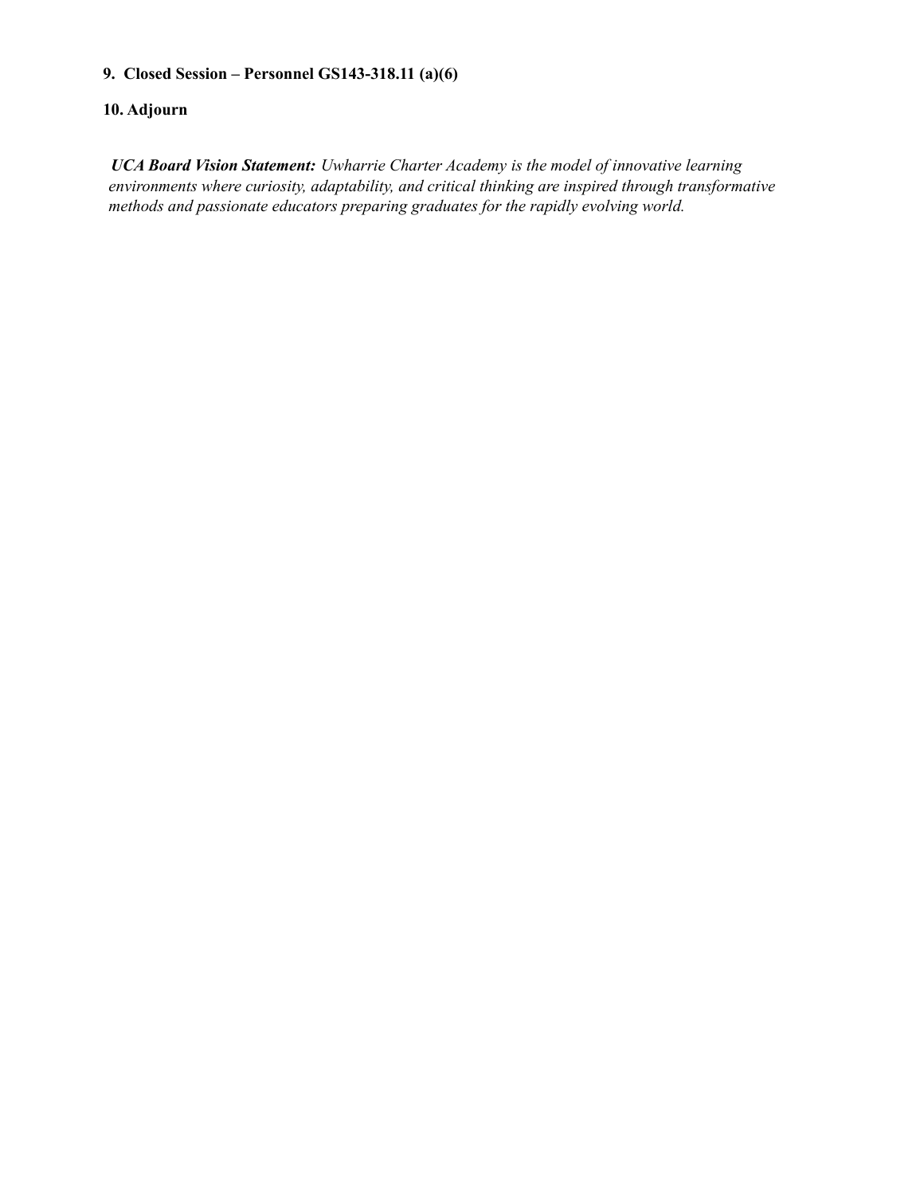**9. Closed Session – Personnel GS143-318.11 (a)(6)**

**10. Adjourn**

***UCA Board Vision Statement:*** *Uwharrie Charter Academy is the model of innovative learning environments where curiosity, adaptability, and critical thinking are inspired through transformative methods and passionate educators preparing graduates for the rapidly evolving world.*